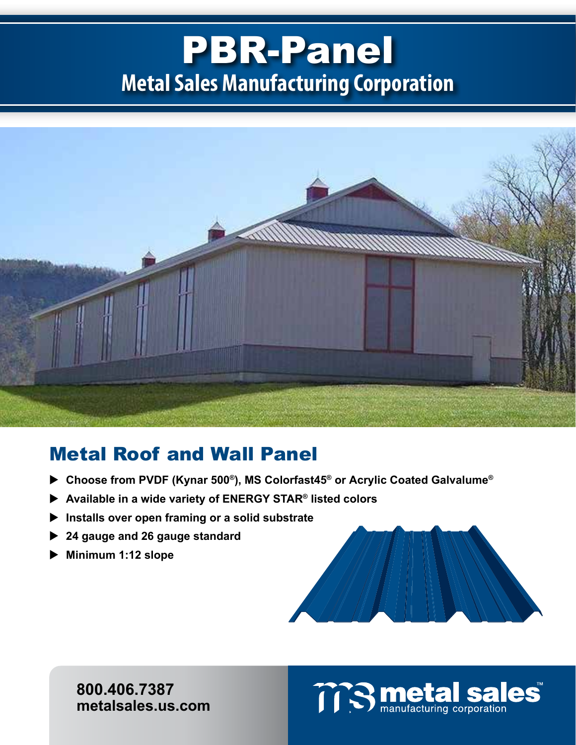# PBR-Panel

## Metal Sales Manufacturing Corporation

## Metal Roof and Wall Panel

- **Choose from PVDF (Kynar 500®), MS Colorfast45® or Acrylic Coated Galvalume®**
- **Available in a wide variety of ENERGY STAR® listed colors**
- **Installs over open framing or a solid substrate**
- **24 gauge and 26 gauge standard**
- **Minimum 1:12 slope**

**800.406.7387**
**metalsales.us.com**

metal sales™ manufacturing corporation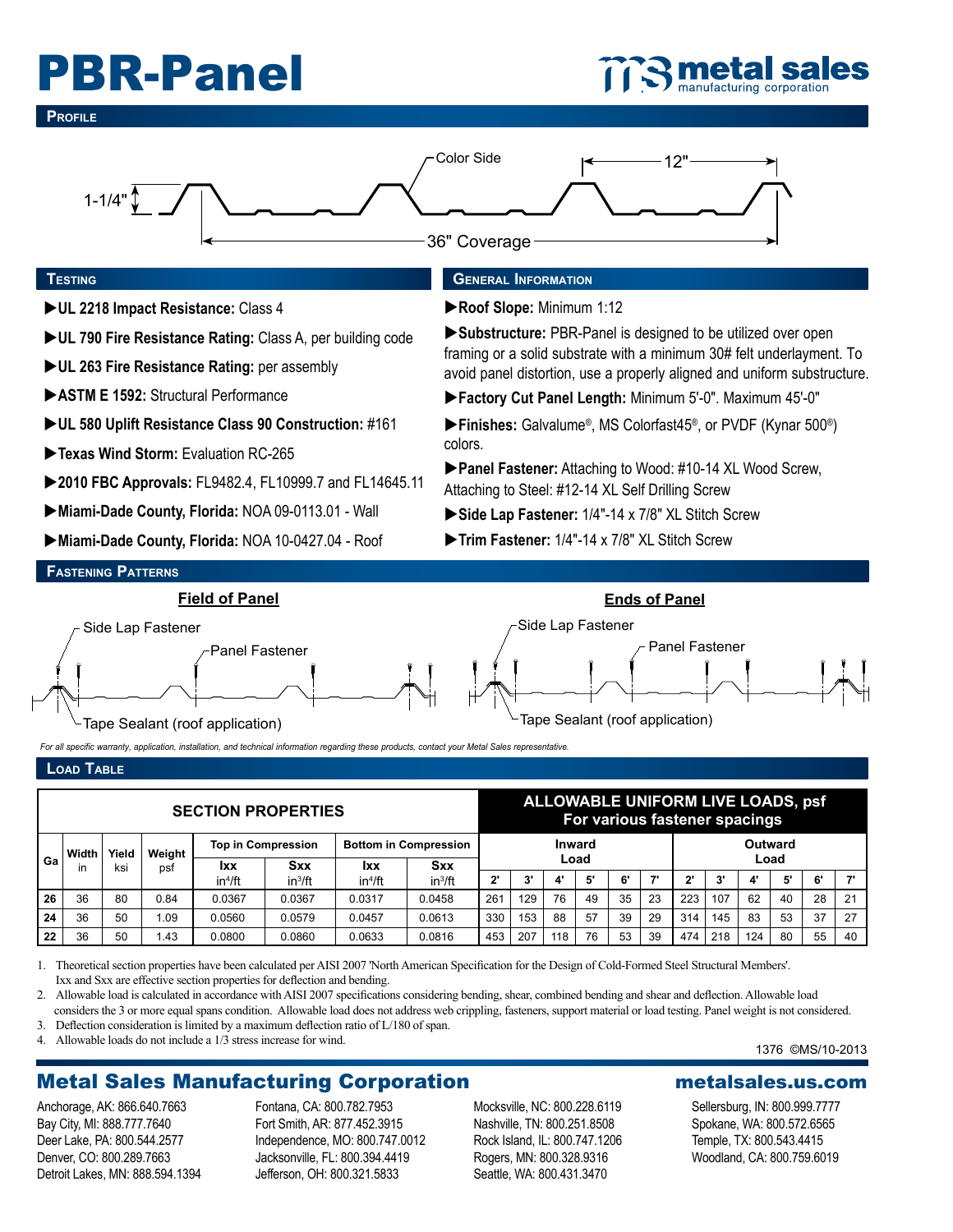# PBR-Panel

**metal sales** manufacturing corporation

## Profile

Color Side

12"

1-1/4"

36" Coverage

## Testing

- ▶**UL 2218 Impact Resistance:** Class 4
- ▶**UL 790 Fire Resistance Rating:** Class A, per building code
- ▶**UL 263 Fire Resistance Rating:** per assembly
- ▶**ASTM E 1592:** Structural Performance
- ▶**UL 580 Uplift Resistance Class 90 Construction:** #161
- ▶**Texas Wind Storm:** Evaluation RC-265
- ▶**2010 FBC Approvals:** FL9482.4, FL10999.7 and FL14645.11
- ▶**Miami-Dade County, Florida:** NOA 09-0113.01 - Wall
- ▶**Miami-Dade County, Florida:** NOA 10-0427.04 - Roof

## General Information

- ▶**Roof Slope:** Minimum 1:12
- ▶**Substructure:** PBR-Panel is designed to be utilized over open framing or a solid substrate with a minimum 30# felt underlayment. To avoid panel distortion, use a properly aligned and uniform substructure.
- ▶**Factory Cut Panel Length:** Minimum 5'-0". Maximum 45'-0"
- ▶**Finishes:** Galvalume®, MS Colorfast45®, or PVDF (Kynar 500®) colors.
- ▶**Panel Fastener:** Attaching to Wood: #10-14 XL Wood Screw, Attaching to Steel: #12-14 XL Self Drilling Screw
- ▶**Side Lap Fastener:** 1/4"-14 x 7/8" XL Stitch Screw
- ▶**Trim Fastener:** 1/4"-14 x 7/8" XL Stitch Screw

## Fastening Patterns

**Field of Panel**

Side Lap Fastener

Panel Fastener

Tape Sealant (roof application)

**Ends of Panel**

Side Lap Fastener

Panel Fastener

Tape Sealant (roof application)

*For all specific warranty, application, installation, and technical information regarding these products, contact your Metal Sales representative.*

## Load Table

| SECTION PROPERTIES | | | | | | | | ALLOWABLE UNIFORM LIVE LOADS, psf For various fastener spacings | | | | | | | | | | | |
|---|---|---|---|---|---|---|---|---|---|---|---|---|---|---|---|---|---|---|---|
| Ga | Width in | Yield ksi | Weight psf | Top in Compression | | Bottom in Compression | | Inward Load | | | | | | Outward Load | | | | | |
| | | | | Ixx $in^4/ft$ | Sxx $in^3/ft$ | Ixx $in^4/ft$ | Sxx $in^3/ft$ | 2' | 3' | 4' | 5' | 6' | 7' | 2' | 3' | 4' | 5' | 6' | 7' |
| 26 | 36 | 80 | 0.84 | 0.0367 | 0.0367 | 0.0317 | 0.0458 | 261 | 129 | 76 | 49 | 35 | 23 | 223 | 107 | 62 | 40 | 28 | 21 |
| 24 | 36 | 50 | 1.09 | 0.0560 | 0.0579 | 0.0457 | 0.0613 | 330 | 153 | 88 | 57 | 39 | 29 | 314 | 145 | 83 | 53 | 37 | 27 |
| 22 | 36 | 50 | 1.43 | 0.0800 | 0.0860 | 0.0633 | 0.0816 | 453 | 207 | 118 | 76 | 53 | 39 | 474 | 218 | 124 | 80 | 55 | 40 |

1. Theoretical section properties have been calculated per AISI 2007 'North American Specification for the Design of Cold-Formed Steel Structural Members'. Ixx and Sxx are effective section properties for deflection and bending.
2. Allowable load is calculated in accordance with AISI 2007 specifications considering bending, shear, combined bending and shear and deflection. Allowable load considers the 3 or more equal spans condition. Allowable load does not address web crippling, fasteners, support material or load testing. Panel weight is not considered.
3. Deflection consideration is limited by a maximum deflection ratio of L/180 of span.
4. Allowable loads do not include a 1/3 stress increase for wind.

1376 ©MS/10-2013

## Metal Sales Manufacturing Corporation

**metalsales.us.com**

Anchorage, AK: 866.640.7663
Bay City, MI: 888.777.7640
Deer Lake, PA: 800.544.2577
Denver, CO: 800.289.7663
Detroit Lakes, MN: 888.594.1394
Fontana, CA: 800.782.7953
Fort Smith, AR: 877.452.3915
Independence, MO: 800.747.0012
Jacksonville, FL: 800.394.4419
Jefferson, OH: 800.321.5833
Mocksville, NC: 800.228.6119
Nashville, TN: 800.251.8508
Rock Island, IL: 800.747.1206
Rogers, MN: 800.328.9316
Seattle, WA: 800.431.3470
Sellersburg, IN: 800.999.7777
Spokane, WA: 800.572.6565
Temple, TX: 800.543.4415
Woodland, CA: 800.759.6019